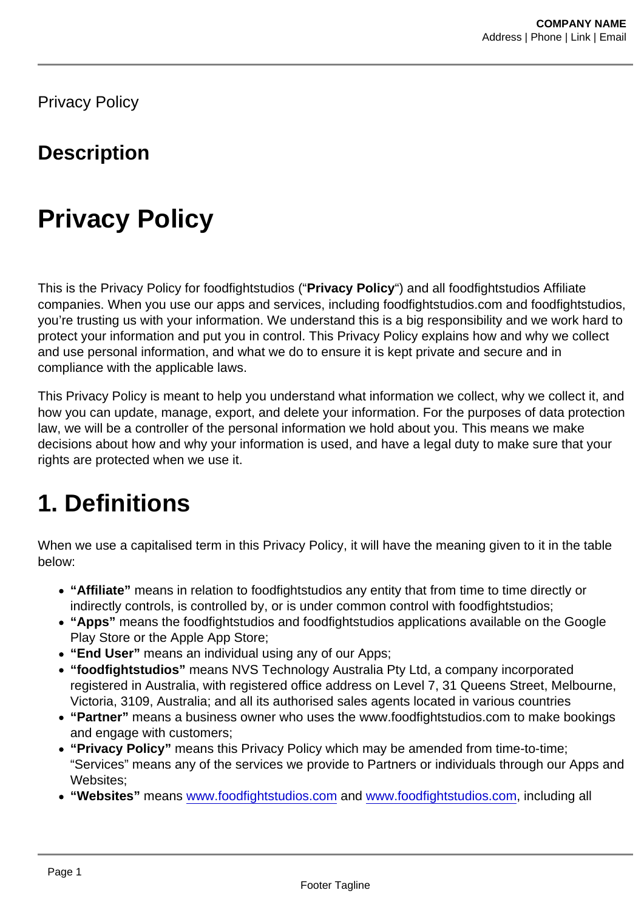Privacy Policy

## Description

# Privacy Policy

This is the Privacy Policy for foodfightstudios ("**Privacy Policy**") and all foodfightstudios Affiliate companies. When you use our apps and services, including foodfightstudios.com and foodfightstudios, you're trusting us with your information. We understand this is a big responsibility and we work hard to protect your information and put you in control. This Privacy Policy explains how and why we collect and use personal information, and what we do to ensure it is kept private and secure and in compliance with the applicable laws.

This Privacy Policy is meant to help you understand what information we collect, why we collect it, and how you can update, manage, export, and delete your information. For the purposes of data protection law, we will be a controller of the personal information we hold about you. This means we make decisions about how and why your information is used, and have a legal duty to make sure that your rights are protected when we use it.

# 1. Definitions

When we use a capitalised term in this Privacy Policy, it will have the meaning given to it in the table below:

- **"Affiliate"** means in relation to foodfightstudios any entity that from time to time directly or indirectly controls, is controlled by, or is under common control with foodfightstudios;
- **"Apps"** means the foodfightstudios and foodfightstudios applications available on the Google Play Store or the Apple App Store;
- **"End User"** means an individual using any of our Apps;
- **"foodfightstudios"** means NVS Technology Australia Pty Ltd, a company incorporated registered in Australia, with registered office address on Level 7, 31 Queens Street, Melbourne, Victoria, 3109, Australia; and all its authorised sales agents located in various countries
- **"Partner"** means a business owner who uses the www.foodfightstudios.com to make bookings and engage with customers;
- **"Privacy Policy"** means this Privacy Policy which may be amended from time-to-time; "Services" means any of the services we provide to Partners or individuals through our Apps and Websites;
- **"Websites"** means [www.foodfightstudios.com](http://www.foodfightstudios.com) and [www.foodfightstudios.com](http://www.foodfightstudios.com), including all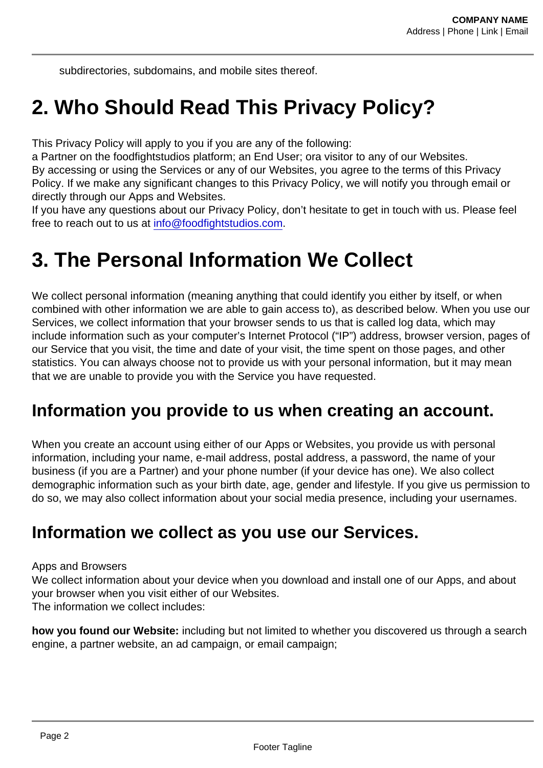subdirectories, subdomains, and mobile sites thereof.

# 2. Who Should Read This Privacy Policy?

This Privacy Policy will apply to you if you are any of the following:
a Partner on the foodfightstudios platform; an End User; ora visitor to any of our Websites.
By accessing or using the Services or any of our Websites, you agree to the terms of this Privacy Policy. If we make any significant changes to this Privacy Policy, we will notify you through email or directly through our Apps and Websites.
If you have any questions about our Privacy Policy, don't hesitate to get in touch with us. Please feel free to reach out to us at info@foodfightstudios.com.

# 3. The Personal Information We Collect

We collect personal information (meaning anything that could identify you either by itself, or when combined with other information we are able to gain access to), as described below. When you use our Services, we collect information that your browser sends to us that is called log data, which may include information such as your computer's Internet Protocol ("IP") address, browser version, pages of our Service that you visit, the time and date of your visit, the time spent on those pages, and other statistics. You can always choose not to provide us with your personal information, but it may mean that we are unable to provide you with the Service you have requested.

## Information you provide to us when creating an account.

When you create an account using either of our Apps or Websites, you provide us with personal information, including your name, e-mail address, postal address, a password, the name of your business (if you are a Partner) and your phone number (if your device has one). We also collect demographic information such as your birth date, age, gender and lifestyle. If you give us permission to do so, we may also collect information about your social media presence, including your usernames.

## Information we collect as you use our Services.

Apps and Browsers
We collect information about your device when you download and install one of our Apps, and about your browser when you visit either of our Websites.
The information we collect includes:

**how you found our Website:** including but not limited to whether you discovered us through a search engine, a partner website, an ad campaign, or email campaign;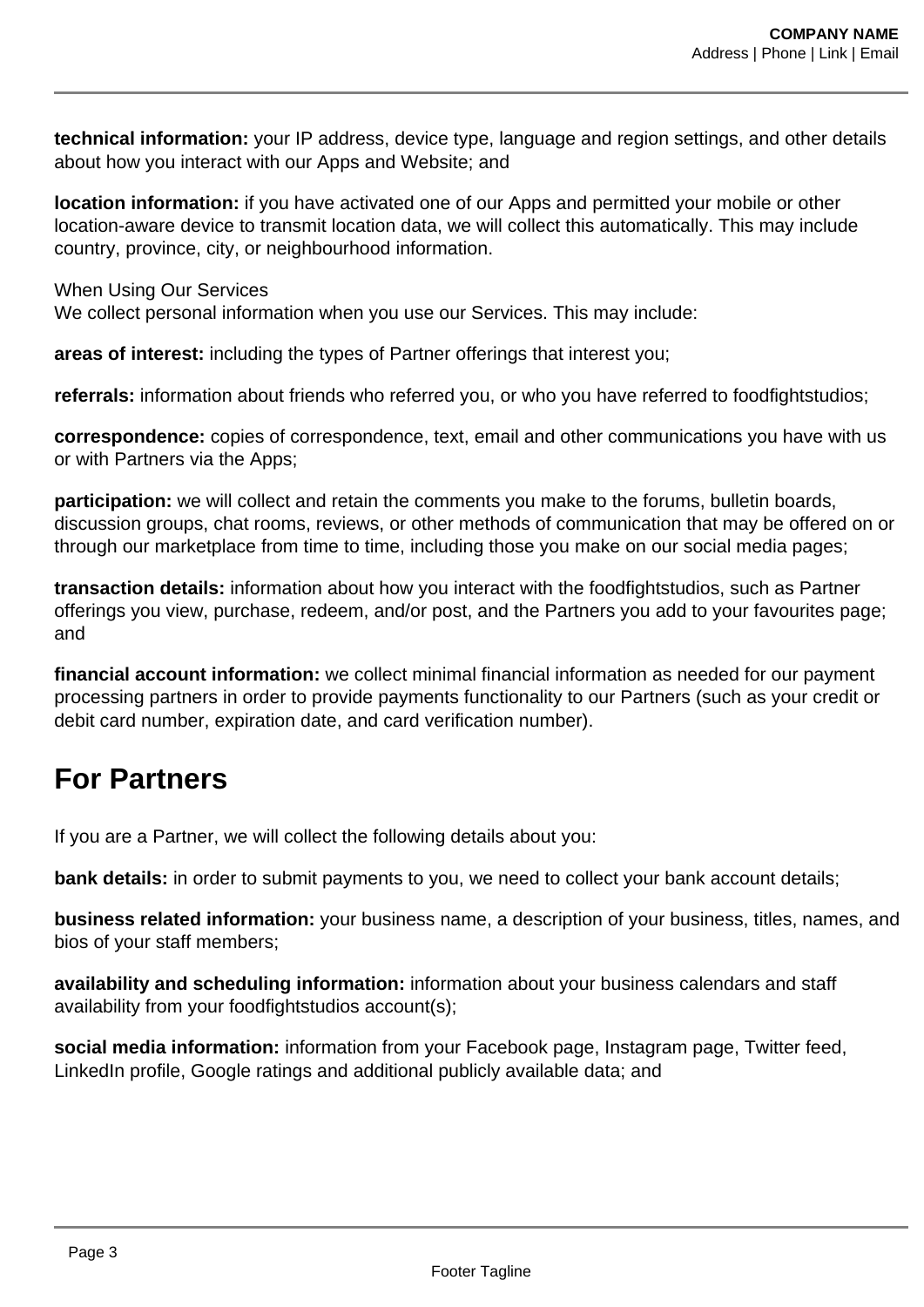**technical information:** your IP address, device type, language and region settings, and other details about how you interact with our Apps and Website; and

**location information:** if you have activated one of our Apps and permitted your mobile or other location-aware device to transmit location data, we will collect this automatically. This may include country, province, city, or neighbourhood information.

When Using Our Services
We collect personal information when you use our Services. This may include:

**areas of interest:** including the types of Partner offerings that interest you;

**referrals:** information about friends who referred you, or who you have referred to foodfightstudios;

**correspondence:** copies of correspondence, text, email and other communications you have with us or with Partners via the Apps;

**participation:** we will collect and retain the comments you make to the forums, bulletin boards, discussion groups, chat rooms, reviews, or other methods of communication that may be offered on or through our marketplace from time to time, including those you make on our social media pages;

**transaction details:** information about how you interact with the foodfightstudios, such as Partner offerings you view, purchase, redeem, and/or post, and the Partners you add to your favourites page; and

**financial account information:** we collect minimal financial information as needed for our payment processing partners in order to provide payments functionality to our Partners (such as your credit or debit card number, expiration date, and card verification number).

## For Partners

If you are a Partner, we will collect the following details about you:

**bank details:** in order to submit payments to you, we need to collect your bank account details;

**business related information:** your business name, a description of your business, titles, names, and bios of your staff members;

**availability and scheduling information:** information about your business calendars and staff availability from your foodfightstudios account(s);

**social media information:** information from your Facebook page, Instagram page, Twitter feed, LinkedIn profile, Google ratings and additional publicly available data; and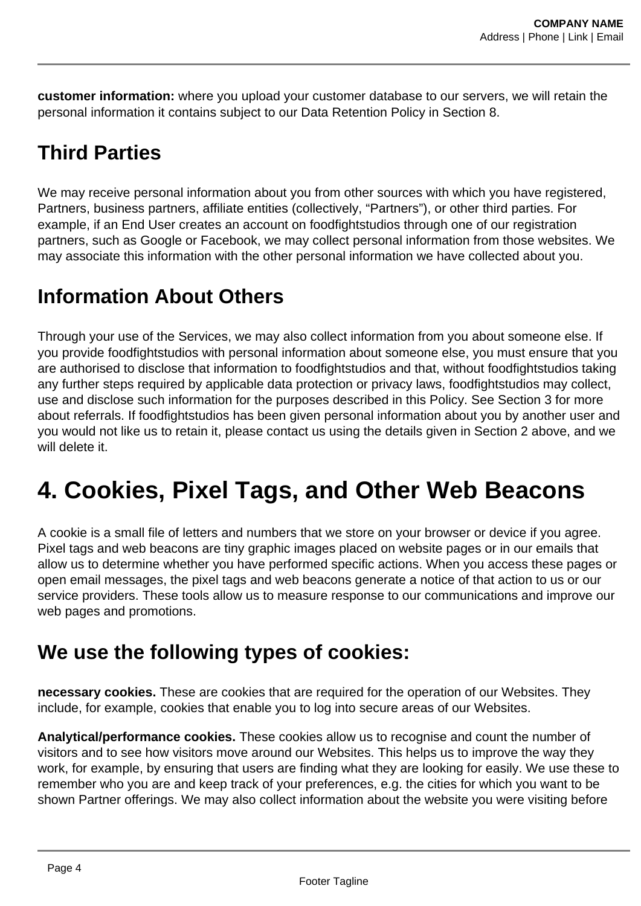**customer information:** where you upload your customer database to our servers, we will retain the personal information it contains subject to our Data Retention Policy in Section 8.

## Third Parties

We may receive personal information about you from other sources with which you have registered, Partners, business partners, affiliate entities (collectively, “Partners”), or other third parties. For example, if an End User creates an account on foodfightstudios through one of our registration partners, such as Google or Facebook, we may collect personal information from those websites. We may associate this information with the other personal information we have collected about you.

## Information About Others

Through your use of the Services, we may also collect information from you about someone else. If you provide foodfightstudios with personal information about someone else, you must ensure that you are authorised to disclose that information to foodfightstudios and that, without foodfightstudios taking any further steps required by applicable data protection or privacy laws, foodfightstudios may collect, use and disclose such information for the purposes described in this Policy. See Section 3 for more about referrals. If foodfightstudios has been given personal information about you by another user and you would not like us to retain it, please contact us using the details given in Section 2 above, and we will delete it.

# 4. Cookies, Pixel Tags, and Other Web Beacons

A cookie is a small file of letters and numbers that we store on your browser or device if you agree. Pixel tags and web beacons are tiny graphic images placed on website pages or in our emails that allow us to determine whether you have performed specific actions. When you access these pages or open email messages, the pixel tags and web beacons generate a notice of that action to us or our service providers. These tools allow us to measure response to our communications and improve our web pages and promotions.

## We use the following types of cookies:

**necessary cookies.** These are cookies that are required for the operation of our Websites. They include, for example, cookies that enable you to log into secure areas of our Websites.

**Analytical/performance cookies.** These cookies allow us to recognise and count the number of visitors and to see how visitors move around our Websites. This helps us to improve the way they work, for example, by ensuring that users are finding what they are looking for easily. We use these to remember who you are and keep track of your preferences, e.g. the cities for which you want to be shown Partner offerings. We may also collect information about the website you were visiting before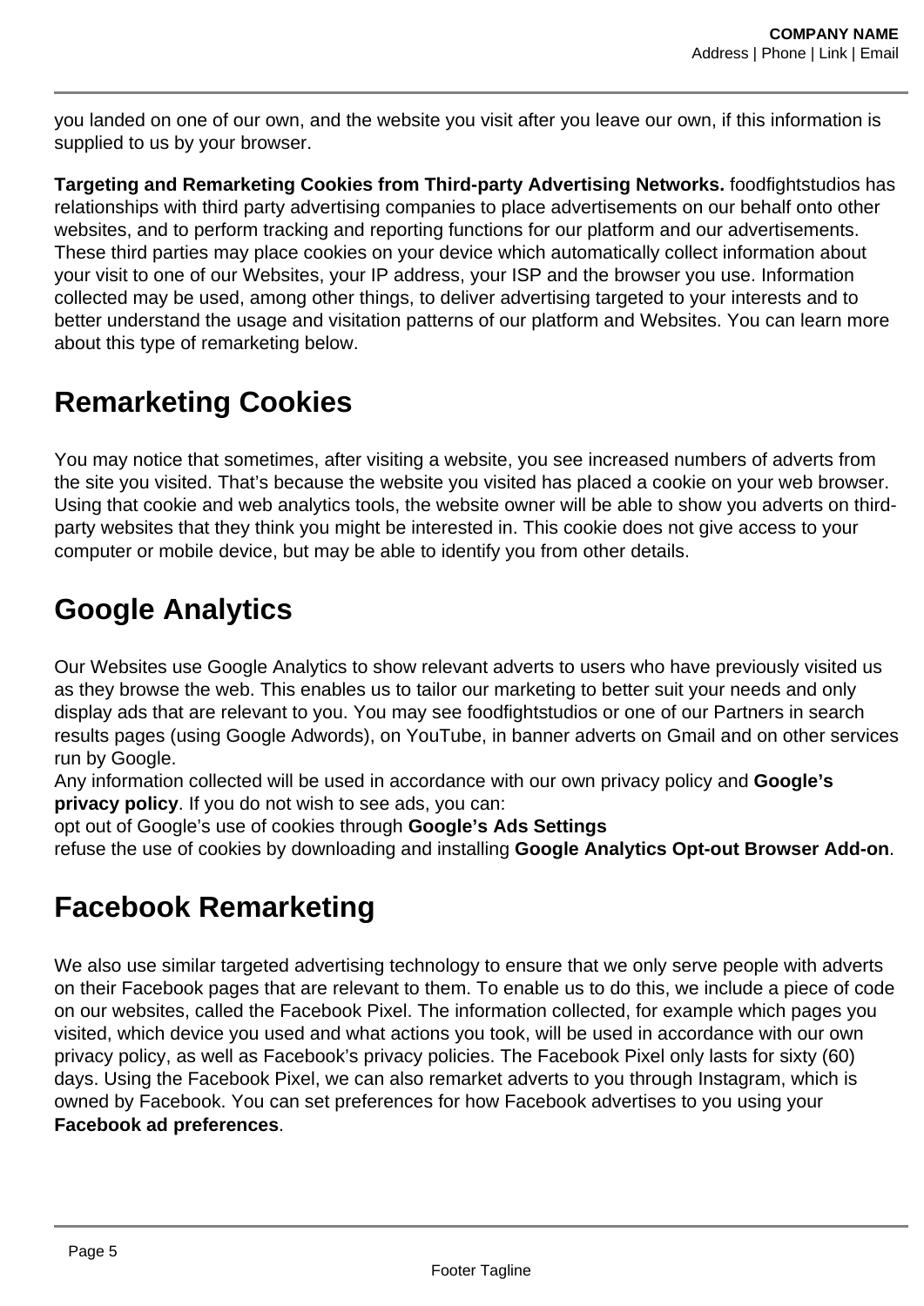you landed on one of our own, and the website you visit after you leave our own, if this information is supplied to us by your browser.

**Targeting and Remarketing Cookies from Third-party Advertising Networks.** foodfightstudios has relationships with third party advertising companies to place advertisements on our behalf onto other websites, and to perform tracking and reporting functions for our platform and our advertisements. These third parties may place cookies on your device which automatically collect information about your visit to one of our Websites, your IP address, your ISP and the browser you use. Information collected may be used, among other things, to deliver advertising targeted to your interests and to better understand the usage and visitation patterns of our platform and Websites. You can learn more about this type of remarketing below.

## Remarketing Cookies

You may notice that sometimes, after visiting a website, you see increased numbers of adverts from the site you visited. That's because the website you visited has placed a cookie on your web browser. Using that cookie and web analytics tools, the website owner will be able to show you adverts on third-party websites that they think you might be interested in. This cookie does not give access to your computer or mobile device, but may be able to identify you from other details.

## Google Analytics

Our Websites use Google Analytics to show relevant adverts to users who have previously visited us as they browse the web. This enables us to tailor our marketing to better suit your needs and only display ads that are relevant to you. You may see foodfightstudios or one of our Partners in search results pages (using Google Adwords), on YouTube, in banner adverts on Gmail and on other services run by Google.
Any information collected will be used in accordance with our own privacy policy and **Google's privacy policy**. If you do not wish to see ads, you can:
opt out of Google's use of cookies through **Google's Ads Settings**
refuse the use of cookies by downloading and installing **Google Analytics Opt-out Browser Add-on**.

## Facebook Remarketing

We also use similar targeted advertising technology to ensure that we only serve people with adverts on their Facebook pages that are relevant to them. To enable us to do this, we include a piece of code on our websites, called the Facebook Pixel. The information collected, for example which pages you visited, which device you used and what actions you took, will be used in accordance with our own privacy policy, as well as Facebook's privacy policies. The Facebook Pixel only lasts for sixty (60) days. Using the Facebook Pixel, we can also remarket adverts to you through Instagram, which is owned by Facebook. You can set preferences for how Facebook advertises to you using your **Facebook ad preferences**.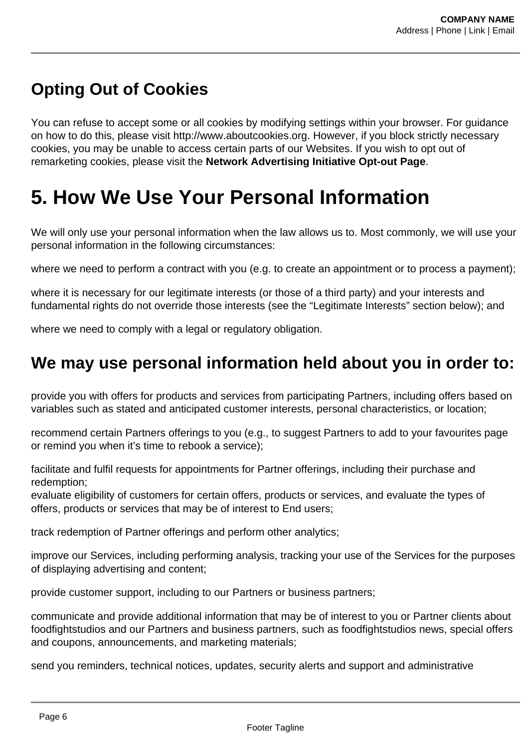## Opting Out of Cookies

You can refuse to accept some or all cookies by modifying settings within your browser. For guidance on how to do this, please visit http://www.aboutcookies.org. However, if you block strictly necessary cookies, you may be unable to access certain parts of our Websites. If you wish to opt out of remarketing cookies, please visit the **Network Advertising Initiative Opt-out Page**.

# 5. How We Use Your Personal Information

We will only use your personal information when the law allows us to. Most commonly, we will use your personal information in the following circumstances:

where we need to perform a contract with you (e.g. to create an appointment or to process a payment);

where it is necessary for our legitimate interests (or those of a third party) and your interests and fundamental rights do not override those interests (see the "Legitimate Interests" section below); and

where we need to comply with a legal or regulatory obligation.

## We may use personal information held about you in order to:

provide you with offers for products and services from participating Partners, including offers based on variables such as stated and anticipated customer interests, personal characteristics, or location;

recommend certain Partners offerings to you (e.g., to suggest Partners to add to your favourites page or remind you when it's time to rebook a service);

facilitate and fulfil requests for appointments for Partner offerings, including their purchase and redemption;
evaluate eligibility of customers for certain offers, products or services, and evaluate the types of offers, products or services that may be of interest to End users;

track redemption of Partner offerings and perform other analytics;

improve our Services, including performing analysis, tracking your use of the Services for the purposes of displaying advertising and content;

provide customer support, including to our Partners or business partners;

communicate and provide additional information that may be of interest to you or Partner clients about foodfightstudios and our Partners and business partners, such as foodfightstudios news, special offers and coupons, announcements, and marketing materials;

send you reminders, technical notices, updates, security alerts and support and administrative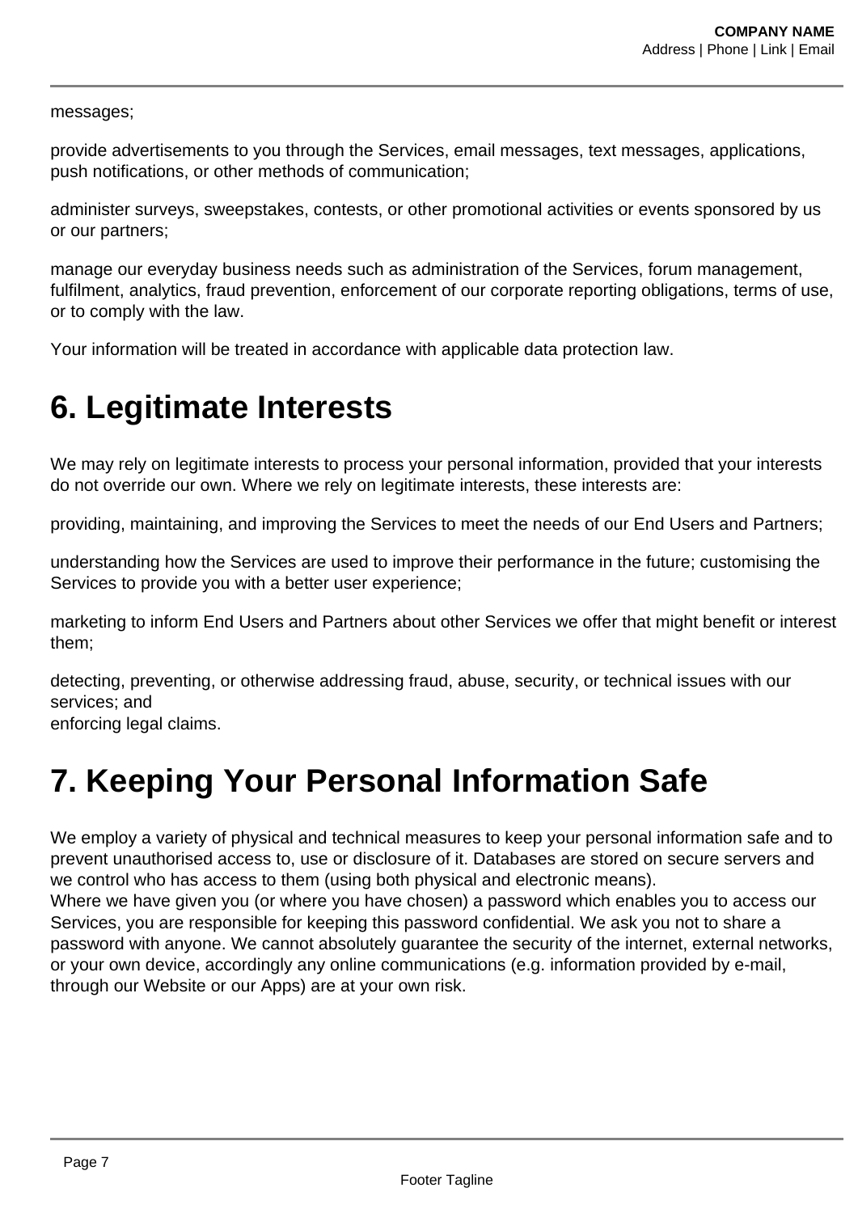messages;

provide advertisements to you through the Services, email messages, text messages, applications, push notifications, or other methods of communication;

administer surveys, sweepstakes, contests, or other promotional activities or events sponsored by us or our partners;

manage our everyday business needs such as administration of the Services, forum management, fulfilment, analytics, fraud prevention, enforcement of our corporate reporting obligations, terms of use, or to comply with the law.

Your information will be treated in accordance with applicable data protection law.

# 6. Legitimate Interests

We may rely on legitimate interests to process your personal information, provided that your interests do not override our own. Where we rely on legitimate interests, these interests are:

providing, maintaining, and improving the Services to meet the needs of our End Users and Partners;

understanding how the Services are used to improve their performance in the future; customising the Services to provide you with a better user experience;

marketing to inform End Users and Partners about other Services we offer that might benefit or interest them;

detecting, preventing, or otherwise addressing fraud, abuse, security, or technical issues with our services; and
enforcing legal claims.

# 7. Keeping Your Personal Information Safe

We employ a variety of physical and technical measures to keep your personal information safe and to prevent unauthorised access to, use or disclosure of it. Databases are stored on secure servers and we control who has access to them (using both physical and electronic means).
Where we have given you (or where you have chosen) a password which enables you to access our Services, you are responsible for keeping this password confidential. We ask you not to share a password with anyone. We cannot absolutely guarantee the security of the internet, external networks, or your own device, accordingly any online communications (e.g. information provided by e-mail, through our Website or our Apps) are at your own risk.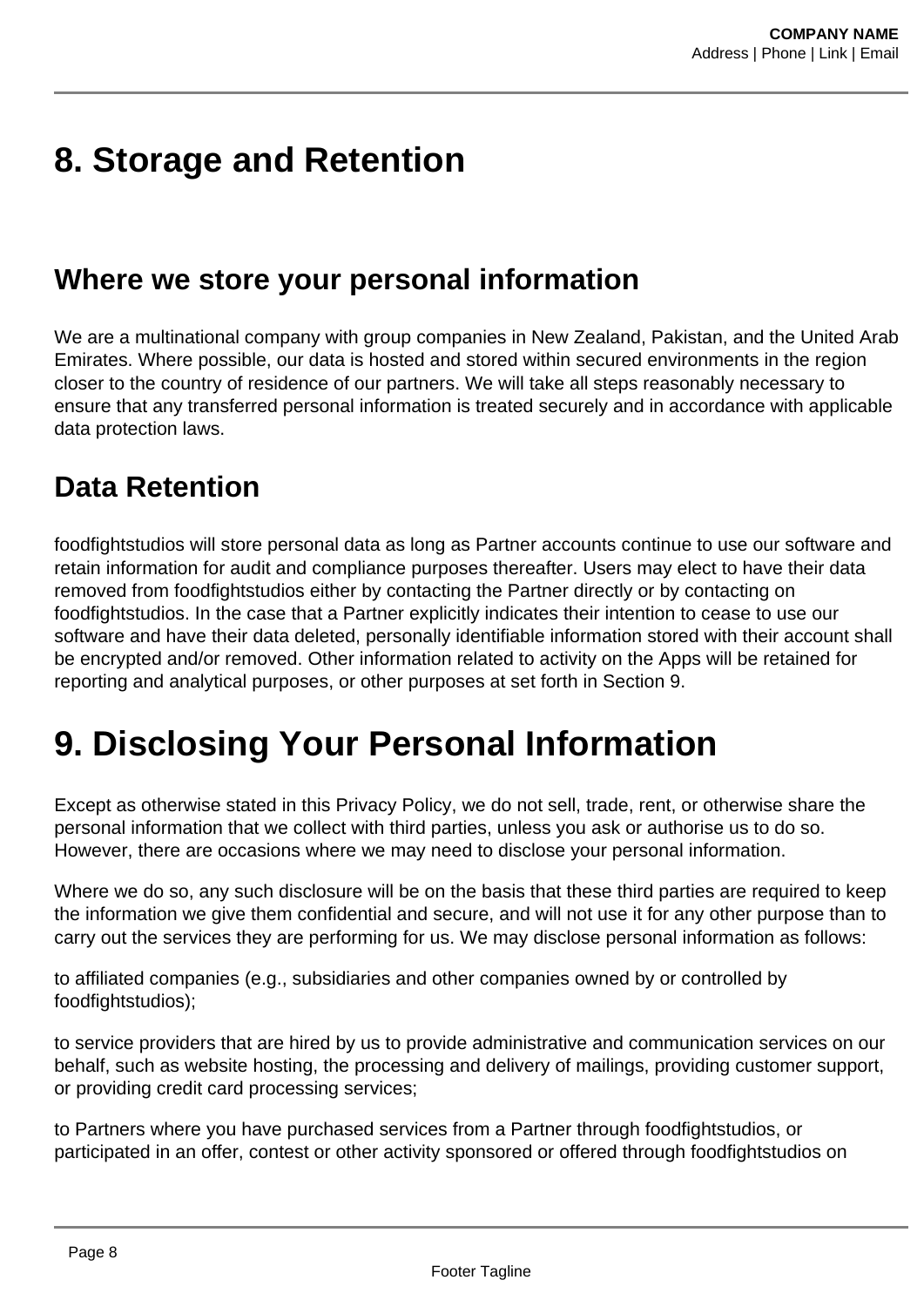# 8. Storage and Retention

## Where we store your personal information

We are a multinational company with group companies in New Zealand, Pakistan, and the United Arab Emirates. Where possible, our data is hosted and stored within secured environments in the region closer to the country of residence of our partners. We will take all steps reasonably necessary to ensure that any transferred personal information is treated securely and in accordance with applicable data protection laws.

## Data Retention

foodfightstudios will store personal data as long as Partner accounts continue to use our software and retain information for audit and compliance purposes thereafter. Users may elect to have their data removed from foodfightstudios either by contacting the Partner directly or by contacting on foodfightstudios. In the case that a Partner explicitly indicates their intention to cease to use our software and have their data deleted, personally identifiable information stored with their account shall be encrypted and/or removed. Other information related to activity on the Apps will be retained for reporting and analytical purposes, or other purposes at set forth in Section 9.

# 9. Disclosing Your Personal Information

Except as otherwise stated in this Privacy Policy, we do not sell, trade, rent, or otherwise share the personal information that we collect with third parties, unless you ask or authorise us to do so. However, there are occasions where we may need to disclose your personal information.

Where we do so, any such disclosure will be on the basis that these third parties are required to keep the information we give them confidential and secure, and will not use it for any other purpose than to carry out the services they are performing for us. We may disclose personal information as follows:

to affiliated companies (e.g., subsidiaries and other companies owned by or controlled by foodfightstudios);

to service providers that are hired by us to provide administrative and communication services on our behalf, such as website hosting, the processing and delivery of mailings, providing customer support, or providing credit card processing services;

to Partners where you have purchased services from a Partner through foodfightstudios, or participated in an offer, contest or other activity sponsored or offered through foodfightstudios on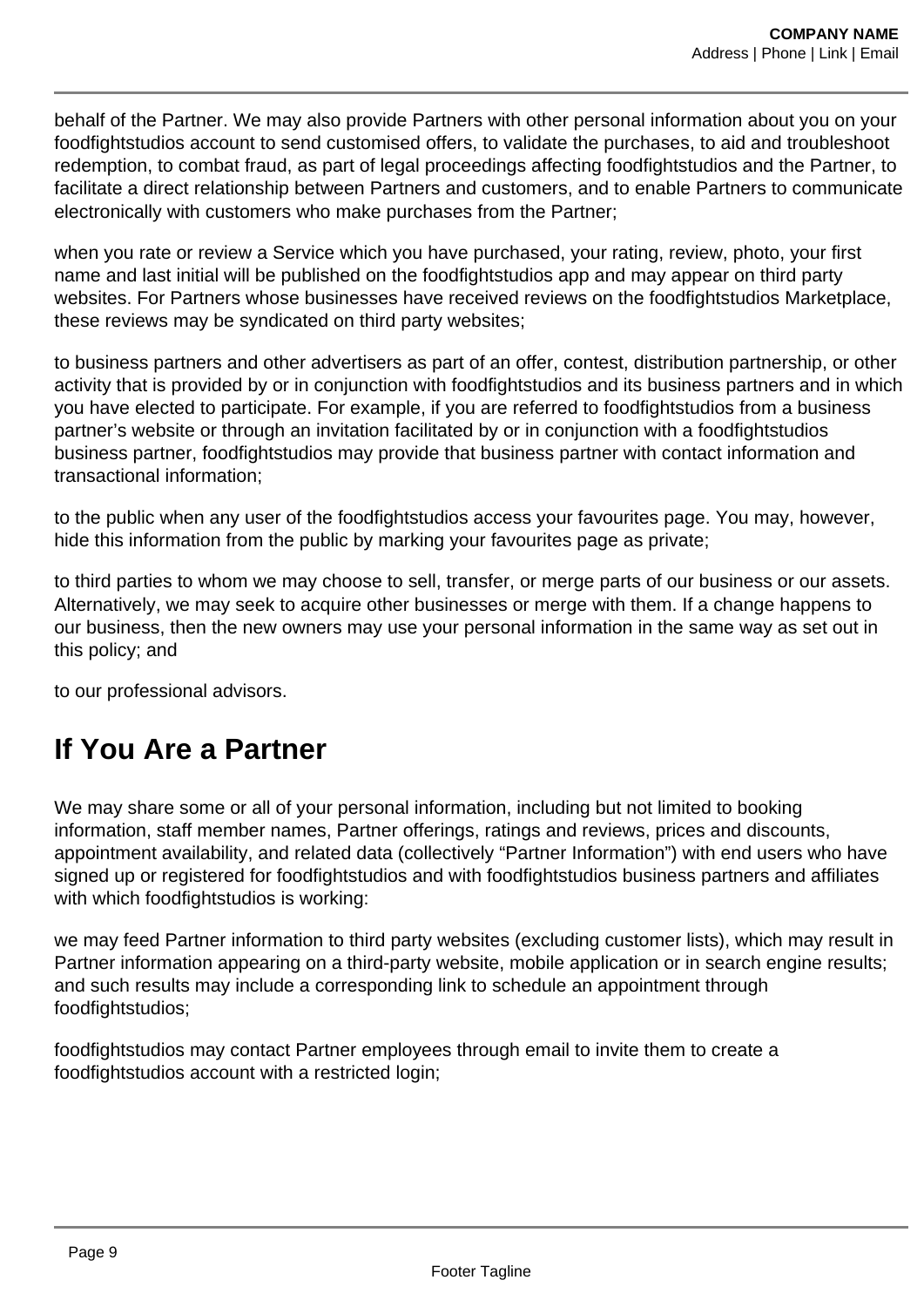behalf of the Partner. We may also provide Partners with other personal information about you on your foodfightstudios account to send customised offers, to validate the purchases, to aid and troubleshoot redemption, to combat fraud, as part of legal proceedings affecting foodfightstudios and the Partner, to facilitate a direct relationship between Partners and customers, and to enable Partners to communicate electronically with customers who make purchases from the Partner;

when you rate or review a Service which you have purchased, your rating, review, photo, your first name and last initial will be published on the foodfightstudios app and may appear on third party websites. For Partners whose businesses have received reviews on the foodfightstudios Marketplace, these reviews may be syndicated on third party websites;

to business partners and other advertisers as part of an offer, contest, distribution partnership, or other activity that is provided by or in conjunction with foodfightstudios and its business partners and in which you have elected to participate. For example, if you are referred to foodfightstudios from a business partner's website or through an invitation facilitated by or in conjunction with a foodfightstudios business partner, foodfightstudios may provide that business partner with contact information and transactional information;

to the public when any user of the foodfightstudios access your favourites page. You may, however, hide this information from the public by marking your favourites page as private;

to third parties to whom we may choose to sell, transfer, or merge parts of our business or our assets. Alternatively, we may seek to acquire other businesses or merge with them. If a change happens to our business, then the new owners may use your personal information in the same way as set out in this policy; and

to our professional advisors.

# If You Are a Partner

We may share some or all of your personal information, including but not limited to booking information, staff member names, Partner offerings, ratings and reviews, prices and discounts, appointment availability, and related data (collectively "Partner Information") with end users who have signed up or registered for foodfightstudios and with foodfightstudios business partners and affiliates with which foodfightstudios is working:

we may feed Partner information to third party websites (excluding customer lists), which may result in Partner information appearing on a third-party website, mobile application or in search engine results; and such results may include a corresponding link to schedule an appointment through foodfightstudios;

foodfightstudios may contact Partner employees through email to invite them to create a foodfightstudios account with a restricted login;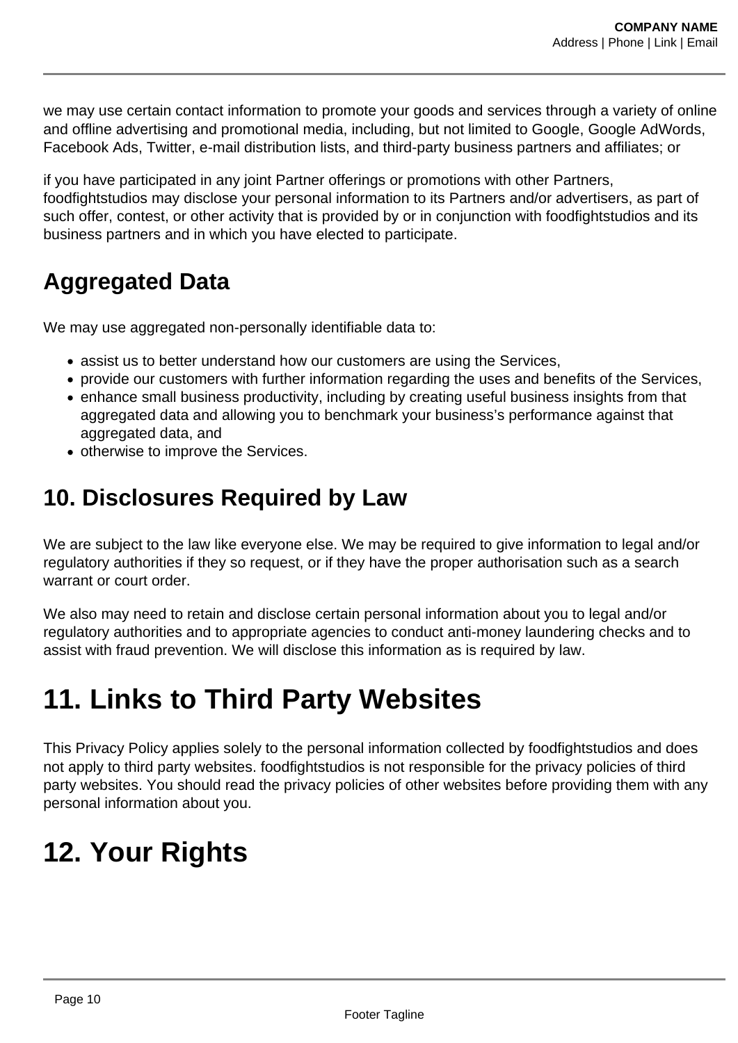we may use certain contact information to promote your goods and services through a variety of online and offline advertising and promotional media, including, but not limited to Google, Google AdWords, Facebook Ads, Twitter, e-mail distribution lists, and third-party business partners and affiliates; or

if you have participated in any joint Partner offerings or promotions with other Partners, foodfightstudios may disclose your personal information to its Partners and/or advertisers, as part of such offer, contest, or other activity that is provided by or in conjunction with foodfightstudios and its business partners and in which you have elected to participate.

## Aggregated Data

We may use aggregated non-personally identifiable data to:

- assist us to better understand how our customers are using the Services,
- provide our customers with further information regarding the uses and benefits of the Services,
- enhance small business productivity, including by creating useful business insights from that aggregated data and allowing you to benchmark your business's performance against that aggregated data, and
- otherwise to improve the Services.

## 10. Disclosures Required by Law

We are subject to the law like everyone else. We may be required to give information to legal and/or regulatory authorities if they so request, or if they have the proper authorisation such as a search warrant or court order.

We also may need to retain and disclose certain personal information about you to legal and/or regulatory authorities and to appropriate agencies to conduct anti-money laundering checks and to assist with fraud prevention. We will disclose this information as is required by law.

# 11. Links to Third Party Websites

This Privacy Policy applies solely to the personal information collected by foodfightstudios and does not apply to third party websites. foodfightstudios is not responsible for the privacy policies of third party websites. You should read the privacy policies of other websites before providing them with any personal information about you.

# 12. Your Rights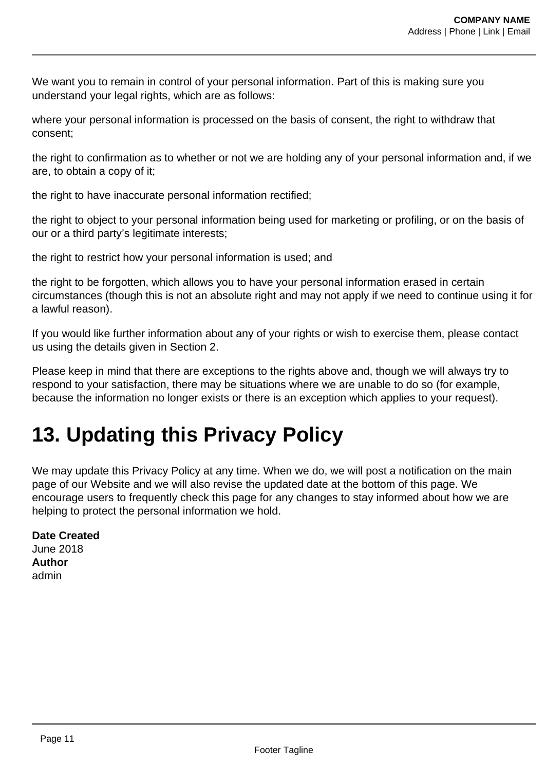We want you to remain in control of your personal information. Part of this is making sure you understand your legal rights, which are as follows:

where your personal information is processed on the basis of consent, the right to withdraw that consent;

the right to confirmation as to whether or not we are holding any of your personal information and, if we are, to obtain a copy of it;

the right to have inaccurate personal information rectified;

the right to object to your personal information being used for marketing or profiling, or on the basis of our or a third party's legitimate interests;

the right to restrict how your personal information is used; and

the right to be forgotten, which allows you to have your personal information erased in certain circumstances (though this is not an absolute right and may not apply if we need to continue using it for a lawful reason).

If you would like further information about any of your rights or wish to exercise them, please contact us using the details given in Section 2.

Please keep in mind that there are exceptions to the rights above and, though we will always try to respond to your satisfaction, there may be situations where we are unable to do so (for example, because the information no longer exists or there is an exception which applies to your request).

# 13. Updating this Privacy Policy

We may update this Privacy Policy at any time. When we do, we will post a notification on the main page of our Website and we will also revise the updated date at the bottom of this page. We encourage users to frequently check this page for any changes to stay informed about how we are helping to protect the personal information we hold.

**Date Created**
June 2018
**Author**
admin